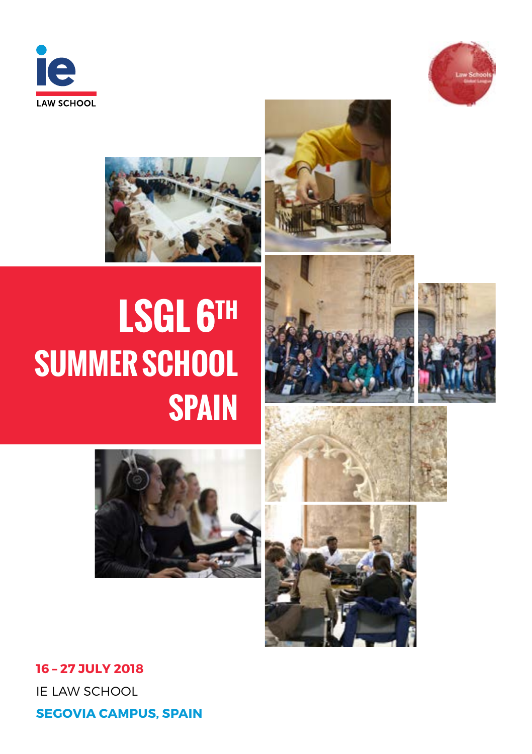ie

LAW SCHOOL

# LSGL 6TH SUMMER SCHOOL SPAIN

**16 – 27 JULY 2018**

IE LAW SCHOOL

**SEGOVIA CAMPUS, SPAIN**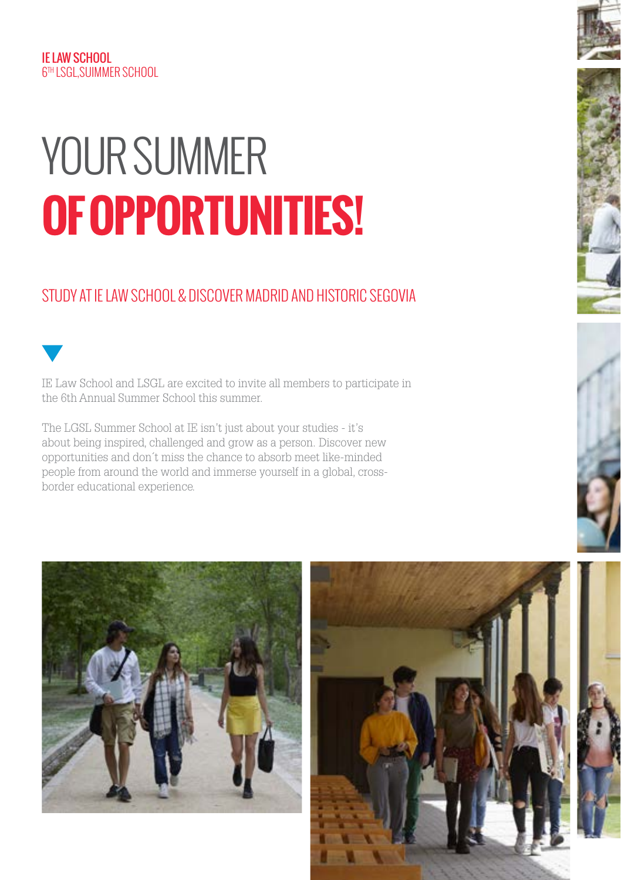**IE LAW SCHOOL**
6TH LSGL,SUIMMER SCHOOL

# YOUR SUMMER **OF OPPORTUNITIES!**

## STUDY AT IE LAW SCHOOL & DISCOVER MADRID AND HISTORIC SEGOVIA

IE Law School and LSGL are excited to invite all members to participate in the 6th Annual Summer School this summer.

The LGSL Summer School at IE isn't just about your studies - it's about being inspired, challenged and grow as a person. Discover new opportunities and don´t miss the chance to absorb meet like-minded people from around the world and immerse yourself in a global, cross-border educational experience.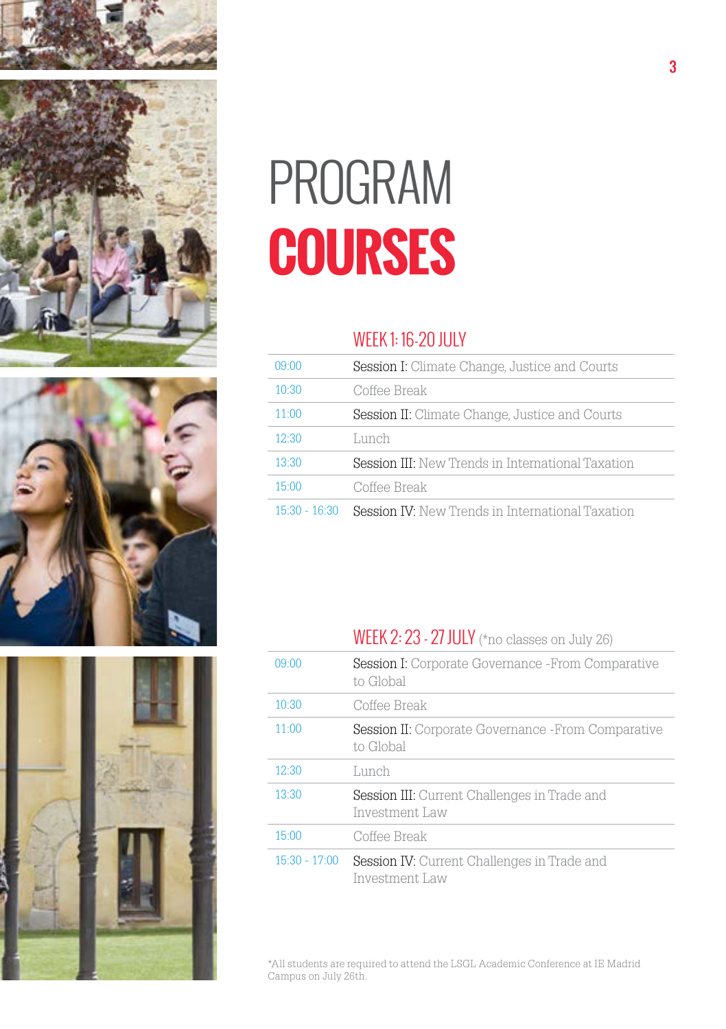# PROGRAM **COURSES**

## WEEK 1: 16-20 JULY

| | |
|---|---|
| 09:00 | Session I: Climate Change, Justice and Courts |
| 10:30 | Coffee Break |
| 11:00 | Session II: Climate Change, Justice and Courts |
| 12:30 | Lunch |
| 13:30 | Session III: New Trends in International Taxation |
| 15:00 | Coffee Break |
| 15:30 - 16:30 | Session IV: New Trends in International Taxation |

## WEEK 2: 23 - 27 JULY (*no classes on July 26)

| | |
|---|---|
| 09:00 | Session I: Corporate Governance -From Comparative to Global |
| 10:30 | Coffee Break |
| 11:00 | Session II: Corporate Governance -From Comparative to Global |
| 12:30 | Lunch |
| 13:30 | Session III: Current Challenges in Trade and Investment Law |
| 15:00 | Coffee Break |
| 15:30 - 17:00 | Session IV: Current Challenges in Trade and Investment Law |

*All students are required to attend the LSGL Academic Conference at IE Madrid Campus on July 26th.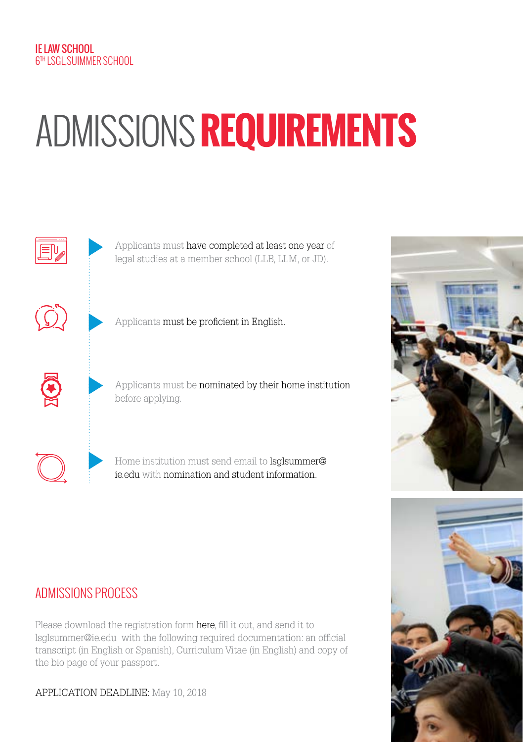IE LAW SCHOOL
6TH LSGL,SUIMMER SCHOOL

# ADMISSIONS **REQUIREMENTS**

- Applicants must have completed at least one year of legal studies at a member school (LLB, LLM, or JD).
- Applicants must be proficient in English.
- Applicants must be nominated by their home institution before applying.
- Home institution must send email to lsglsummer@ie.edu with nomination and student information.

## ADMISSIONS PROCESS

Please download the registration form here, fill it out, and send it to lsglsummer@ie.edu with the following required documentation: an official transcript (in English or Spanish), Curriculum Vitae (in English) and copy of the bio page of your passport.

APPLICATION DEADLINE: May 10, 2018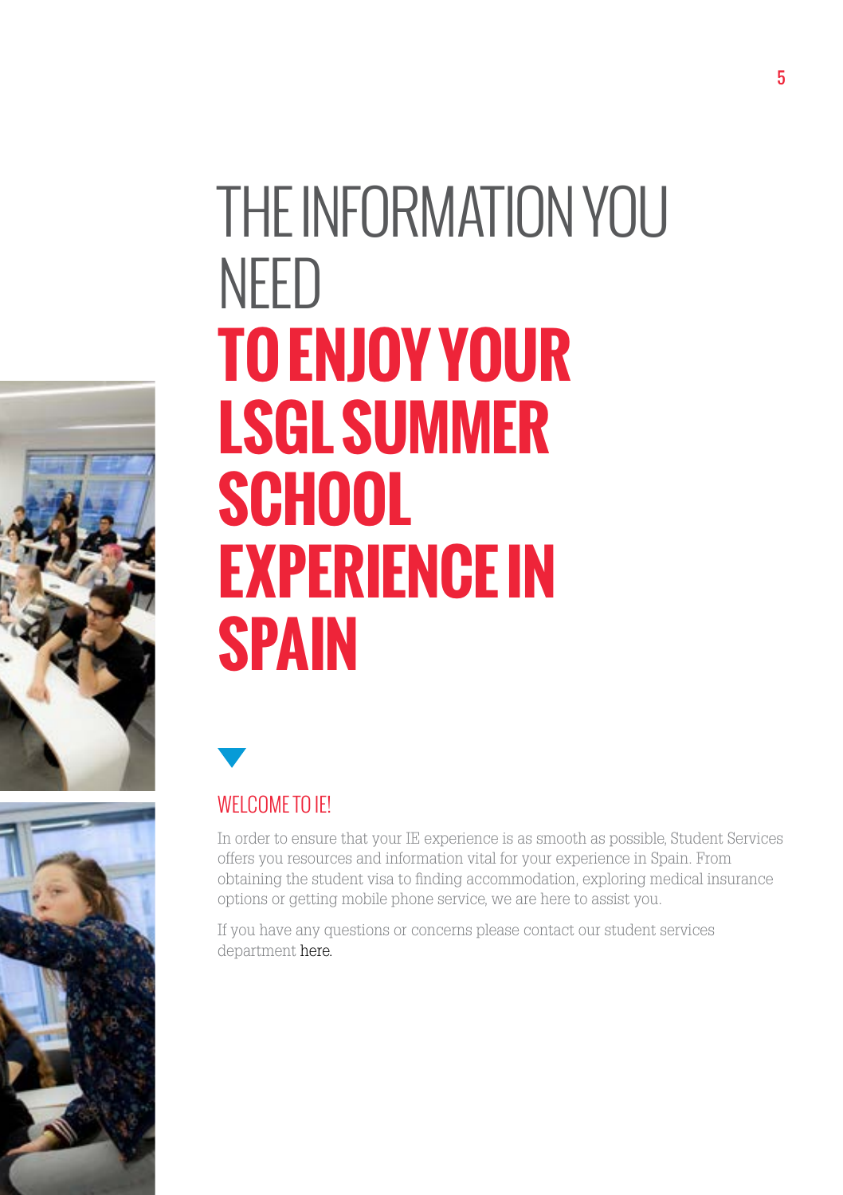# THE INFORMATION YOU NEED **TO ENJOY YOUR LSGL SUMMER SCHOOL EXPERIENCE IN SPAIN**

## WELCOME TO IE!

In order to ensure that your IE experience is as smooth as possible, Student Services offers you resources and information vital for your experience in Spain. From obtaining the student visa to finding accommodation, exploring medical insurance options or getting mobile phone service, we are here to assist you.

If you have any questions or concerns please contact our student services department here.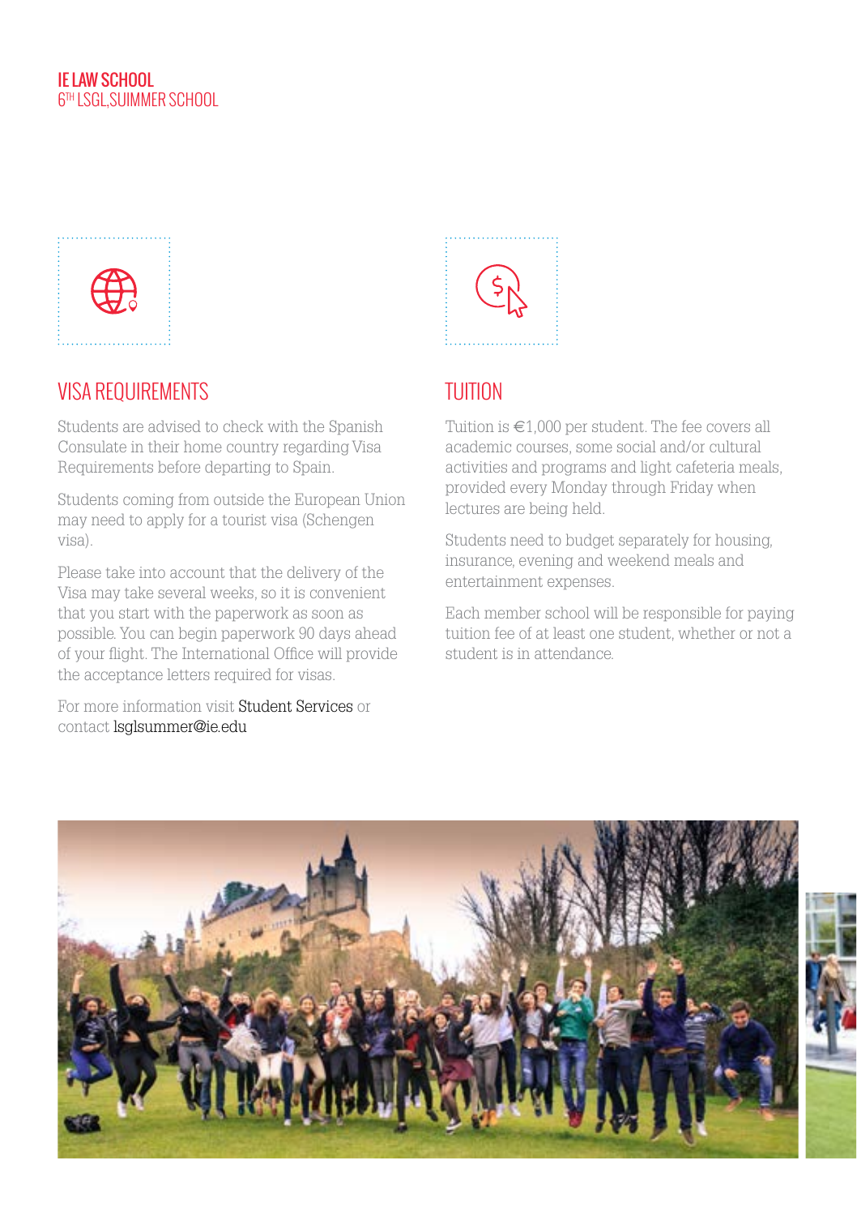## VISA REQUIREMENTS

Students are advised to check with the Spanish Consulate in their home country regarding Visa Requirements before departing to Spain.

Students coming from outside the European Union may need to apply for a tourist visa (Schengen visa).

Please take into account that the delivery of the Visa may take several weeks, so it is convenient that you start with the paperwork as soon as possible. You can begin paperwork 90 days ahead of your flight. The International Office will provide the acceptance letters required for visas.

For more information visit Student Services or contact lsglsummer@ie.edu

## TUITION

Tuition is €1,000 per student. The fee covers all academic courses, some social and/or cultural activities and programs and light cafeteria meals, provided every Monday through Friday when lectures are being held.

Students need to budget separately for housing, insurance, evening and weekend meals and entertainment expenses.

Each member school will be responsible for paying tuition fee of at least one student, whether or not a student is in attendance.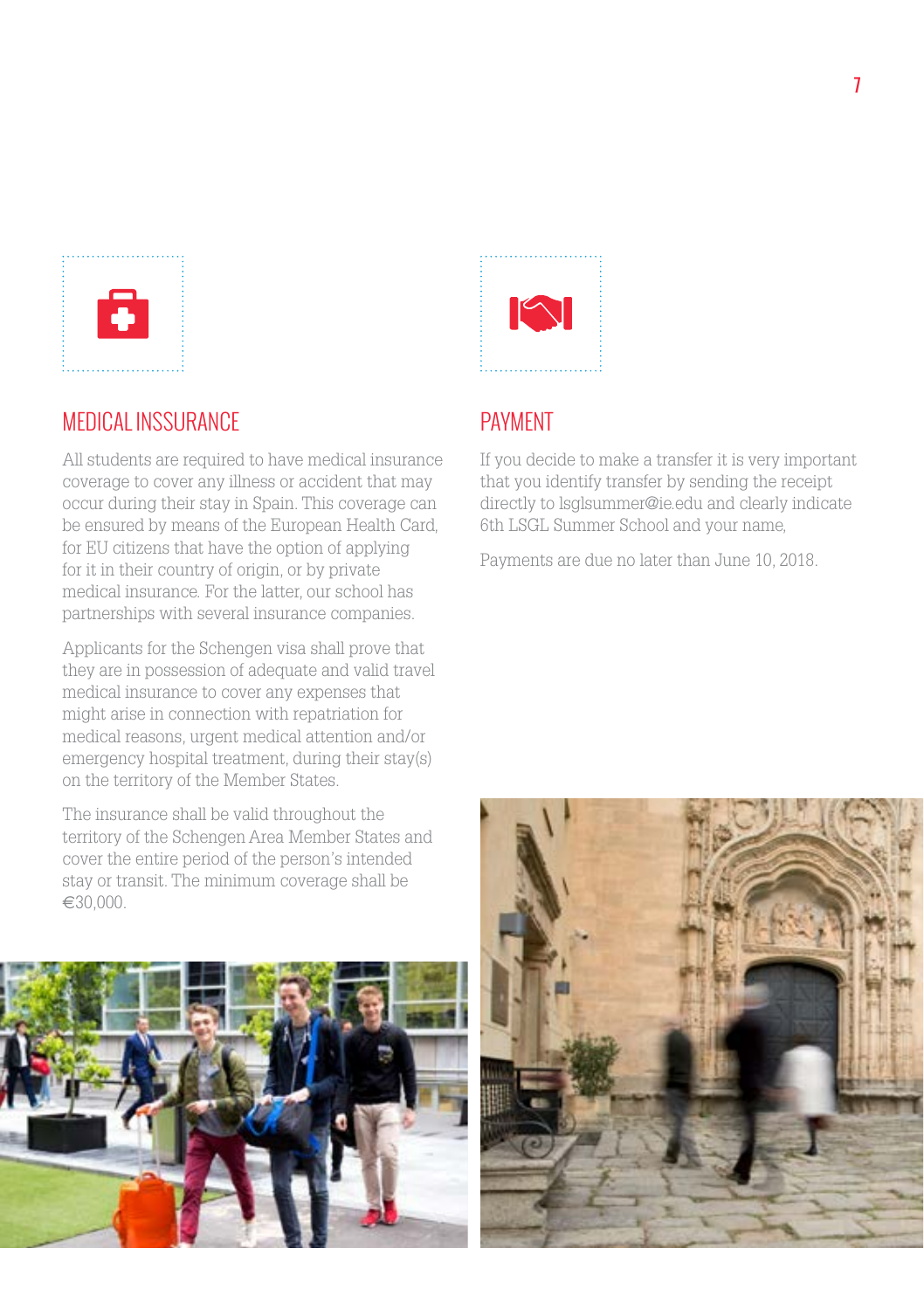## MEDICAL INSSURANCE

All students are required to have medical insurance coverage to cover any illness or accident that may occur during their stay in Spain. This coverage can be ensured by means of the European Health Card, for EU citizens that have the option of applying for it in their country of origin, or by private medical insurance. For the latter, our school has partnerships with several insurance companies.

Applicants for the Schengen visa shall prove that they are in possession of adequate and valid travel medical insurance to cover any expenses that might arise in connection with repatriation for medical reasons, urgent medical attention and/or emergency hospital treatment, during their stay(s) on the territory of the Member States.

The insurance shall be valid throughout the territory of the Schengen Area Member States and cover the entire period of the person's intended stay or transit. The minimum coverage shall be €30,000.

## PAYMENT

If you decide to make a transfer it is very important that you identify transfer by sending the receipt directly to lsglsummer@ie.edu and clearly indicate 6th LSGL Summer School and your name,

Payments are due no later than June 10, 2018.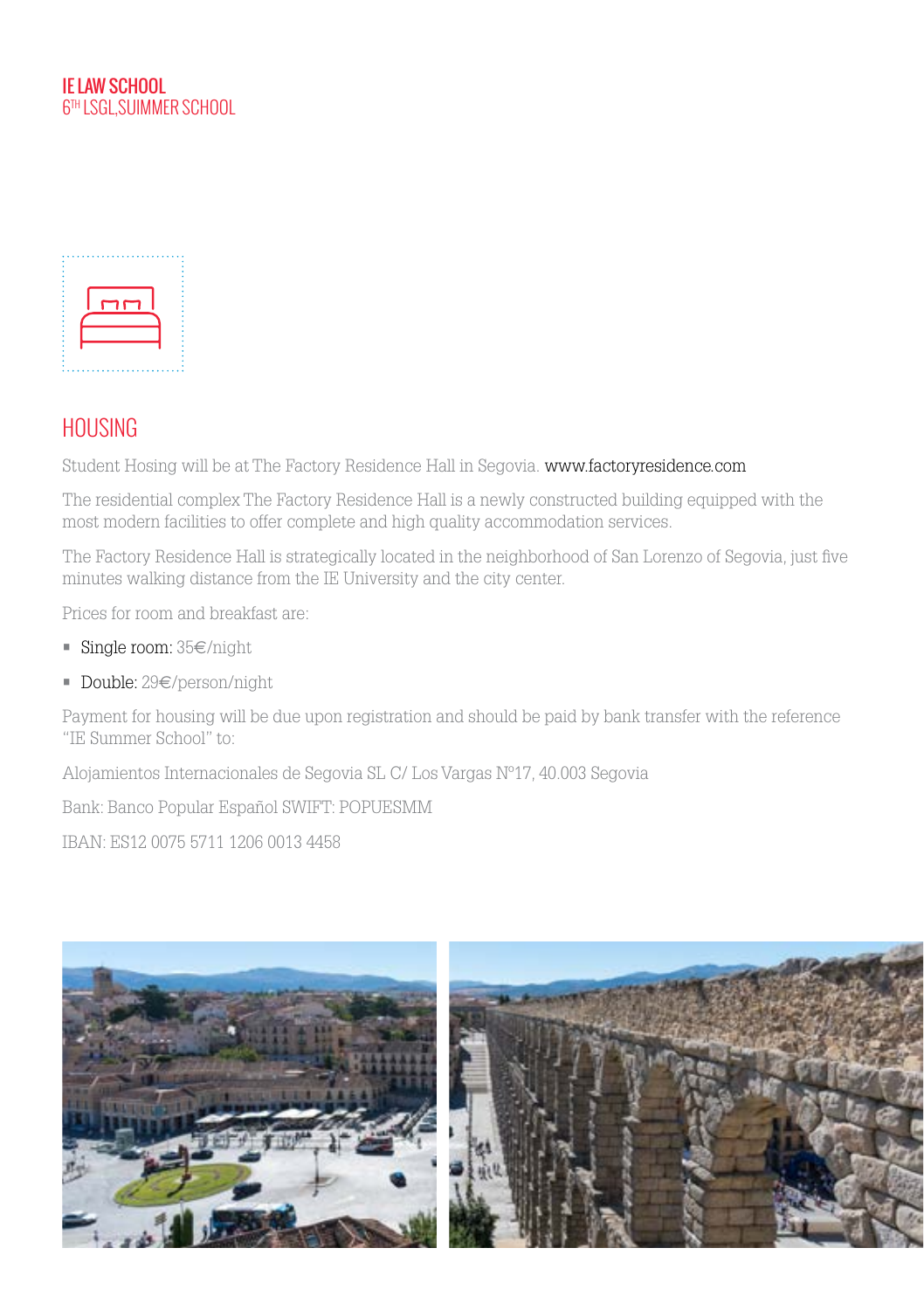## HOUSING

Student Hosing will be at The Factory Residence Hall in Segovia. www.factoryresidence.com

The residential complex The Factory Residence Hall is a newly constructed building equipped with the most modern facilities to offer complete and high quality accommodation services.

The Factory Residence Hall is strategically located in the neighborhood of San Lorenzo of Segovia, just five minutes walking distance from the IE University and the city center.

Prices for room and breakfast are:

- Single room: 35€/night
- Double: 29€/person/night

Payment for housing will be due upon registration and should be paid by bank transfer with the reference "IE Summer School" to:

Alojamientos Internacionales de Segovia SL C/ Los Vargas Nº17, 40.003 Segovia

Bank: Banco Popular Español SWIFT: POPUESMM

IBAN: ES12 0075 5711 1206 0013 4458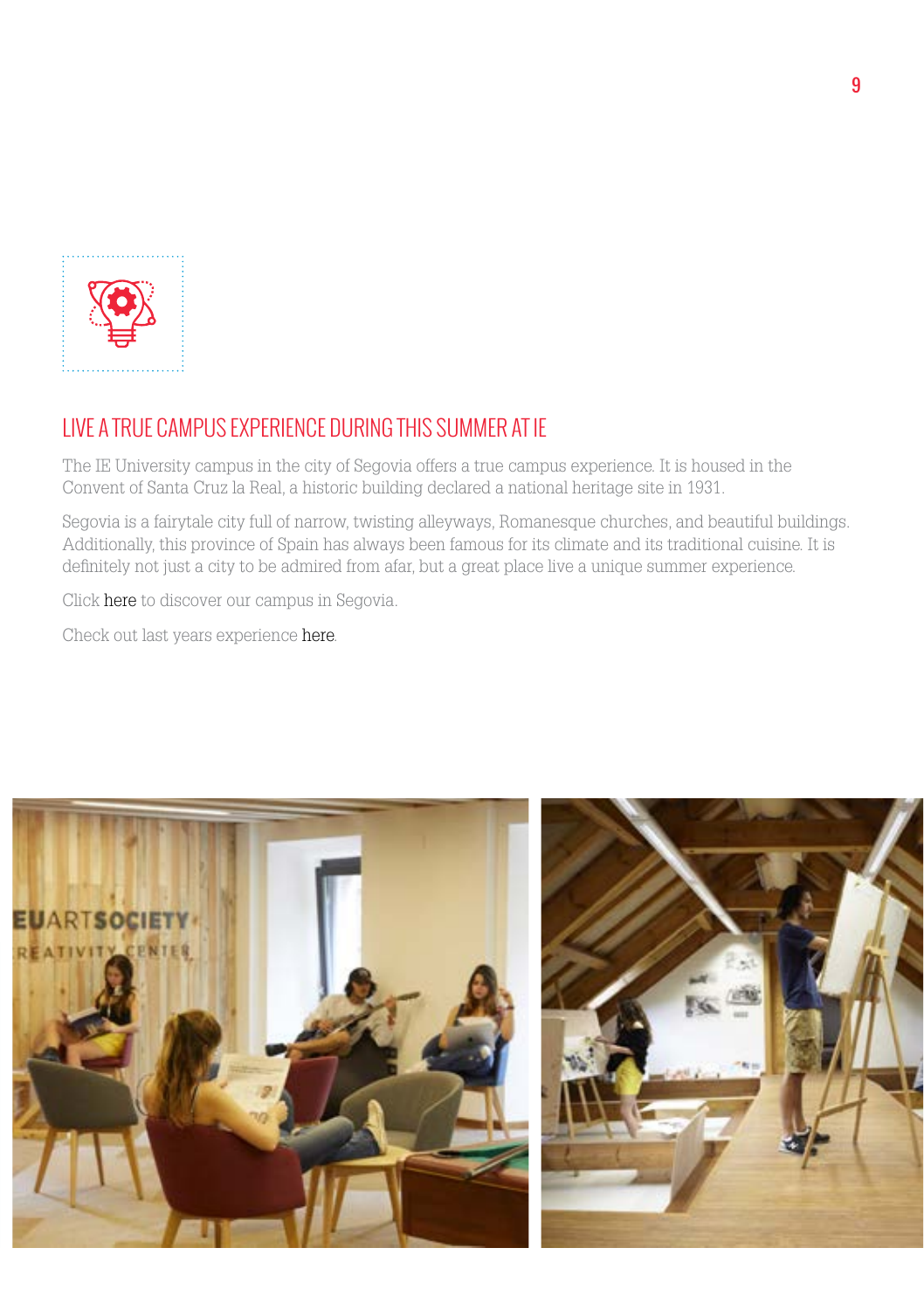## LIVE A TRUE CAMPUS EXPERIENCE DURING THIS SUMMER AT IE

The IE University campus in the city of Segovia offers a true campus experience. It is housed in the Convent of Santa Cruz la Real, a historic building declared a national heritage site in 1931.

Segovia is a fairytale city full of narrow, twisting alleyways, Romanesque churches, and beautiful buildings. Additionally, this province of Spain has always been famous for its climate and its traditional cuisine. It is definitely not just a city to be admired from afar, but a great place live a unique summer experience.

Click here to discover our campus in Segovia.

Check out last years experience here.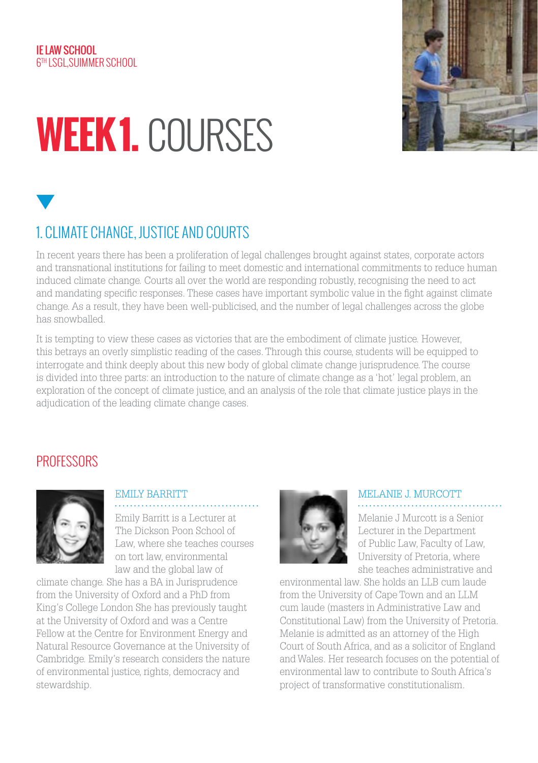# WEEK 1. COURSES

## 1. CLIMATE CHANGE, JUSTICE AND COURTS

In recent years there has been a proliferation of legal challenges brought against states, corporate actors and transnational institutions for failing to meet domestic and international commitments to reduce human induced climate change. Courts all over the world are responding robustly, recognising the need to act and mandating specific responses. These cases have important symbolic value in the fight against climate change. As a result, they have been well-publicised, and the number of legal challenges across the globe has snowballed.

It is tempting to view these cases as victories that are the embodiment of climate justice. However, this betrays an overly simplistic reading of the cases. Through this course, students will be equipped to interrogate and think deeply about this new body of global climate change jurisprudence. The course is divided into three parts: an introduction to the nature of climate change as a 'hot' legal problem, an exploration of the concept of climate justice, and an analysis of the role that climate justice plays in the adjudication of the leading climate change cases.

### PROFESSORS

#### EMILY BARRITT

Emily Barritt is a Lecturer at The Dickson Poon School of Law, where she teaches courses on tort law, environmental law and the global law of climate change. She has a BA in Jurisprudence from the University of Oxford and a PhD from King's College London She has previously taught at the University of Oxford and was a Centre Fellow at the Centre for Environment Energy and Natural Resource Governance at the University of Cambridge. Emily's research considers the nature of environmental justice, rights, democracy and stewardship.

#### MELANIE J. MURCOTT

Melanie J Murcott is a Senior Lecturer in the Department of Public Law, Faculty of Law, University of Pretoria, where she teaches administrative and environmental law. She holds an LLB cum laude from the University of Cape Town and an LLM cum laude (masters in Administrative Law and Constitutional Law) from the University of Pretoria. Melanie is admitted as an attorney of the High Court of South Africa, and as a solicitor of England and Wales. Her research focuses on the potential of environmental law to contribute to South Africa's project of transformative constitutionalism.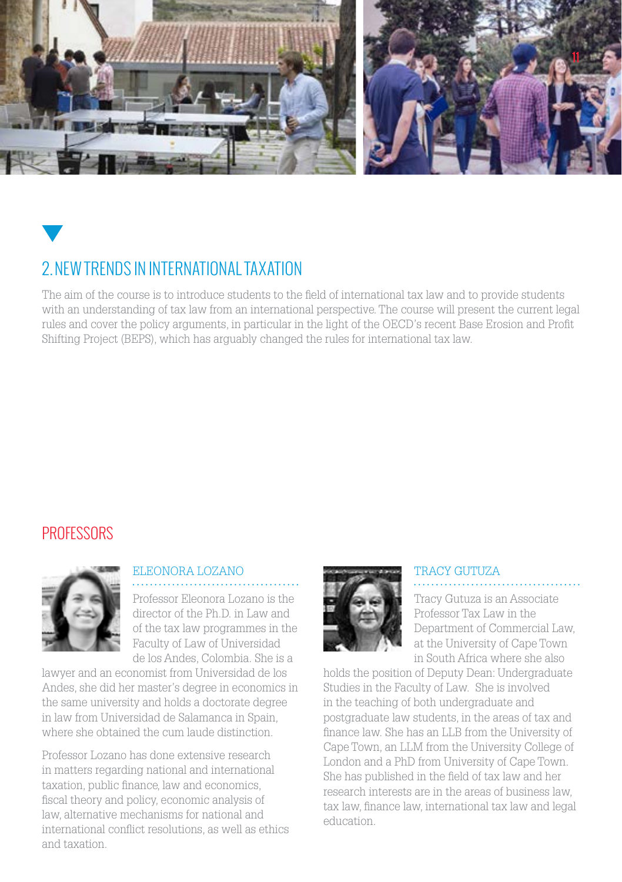## 2. NEW TRENDS IN INTERNATIONAL TAXATION

The aim of the course is to introduce students to the field of international tax law and to provide students with an understanding of tax law from an international perspective. The course will present the current legal rules and cover the policy arguments, in particular in the light of the OECD's recent Base Erosion and Profit Shifting Project (BEPS), which has arguably changed the rules for international tax law.

### PROFESSORS

#### ELEONORA LOZANO

Professor Eleonora Lozano is the director of the Ph.D. in Law and of the tax law programmes in the Faculty of Law of Universidad de los Andes, Colombia. She is a lawyer and an economist from Universidad de los Andes, she did her master's degree in economics in the same university and holds a doctorate degree in law from Universidad de Salamanca in Spain, where she obtained the cum laude distinction.

Professor Lozano has done extensive research in matters regarding national and international taxation, public finance, law and economics, fiscal theory and policy, economic analysis of law, alternative mechanisms for national and international conflict resolutions, as well as ethics and taxation.

#### TRACY GUTUZA

Tracy Gutuza is an Associate Professor Tax Law in the Department of Commercial Law, at the University of Cape Town in South Africa where she also holds the position of Deputy Dean: Undergraduate Studies in the Faculty of Law. She is involved in the teaching of both undergraduate and postgraduate law students, in the areas of tax and finance law. She has an LLB from the University of Cape Town, an LLM from the University College of London and a PhD from University of Cape Town. She has published in the field of tax law and her research interests are in the areas of business law, tax law, finance law, international tax law and legal education.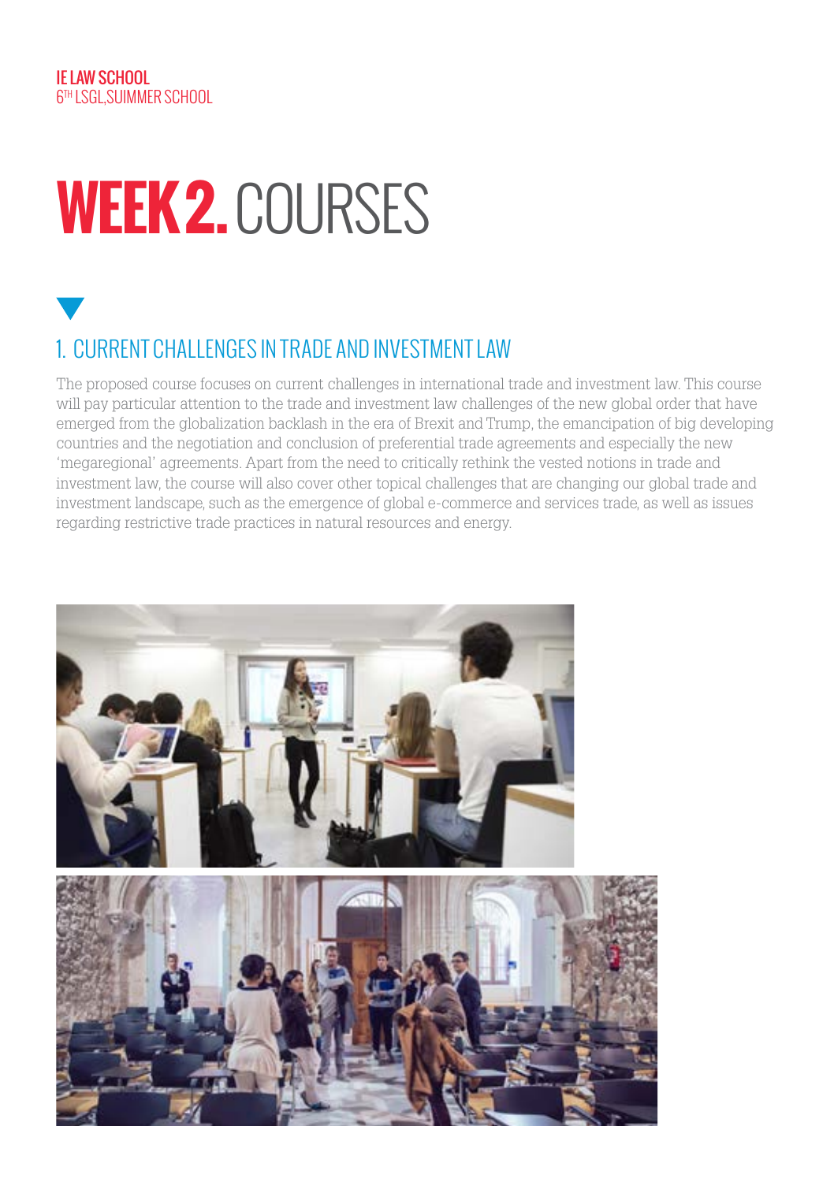# WEEK 2. COURSES

## 1. CURRENT CHALLENGES IN TRADE AND INVESTMENT LAW

The proposed course focuses on current challenges in international trade and investment law. This course will pay particular attention to the trade and investment law challenges of the new global order that have emerged from the globalization backlash in the era of Brexit and Trump, the emancipation of big developing countries and the negotiation and conclusion of preferential trade agreements and especially the new 'megaregional' agreements. Apart from the need to critically rethink the vested notions in trade and investment law, the course will also cover other topical challenges that are changing our global trade and investment landscape, such as the emergence of global e-commerce and services trade, as well as issues regarding restrictive trade practices in natural resources and energy.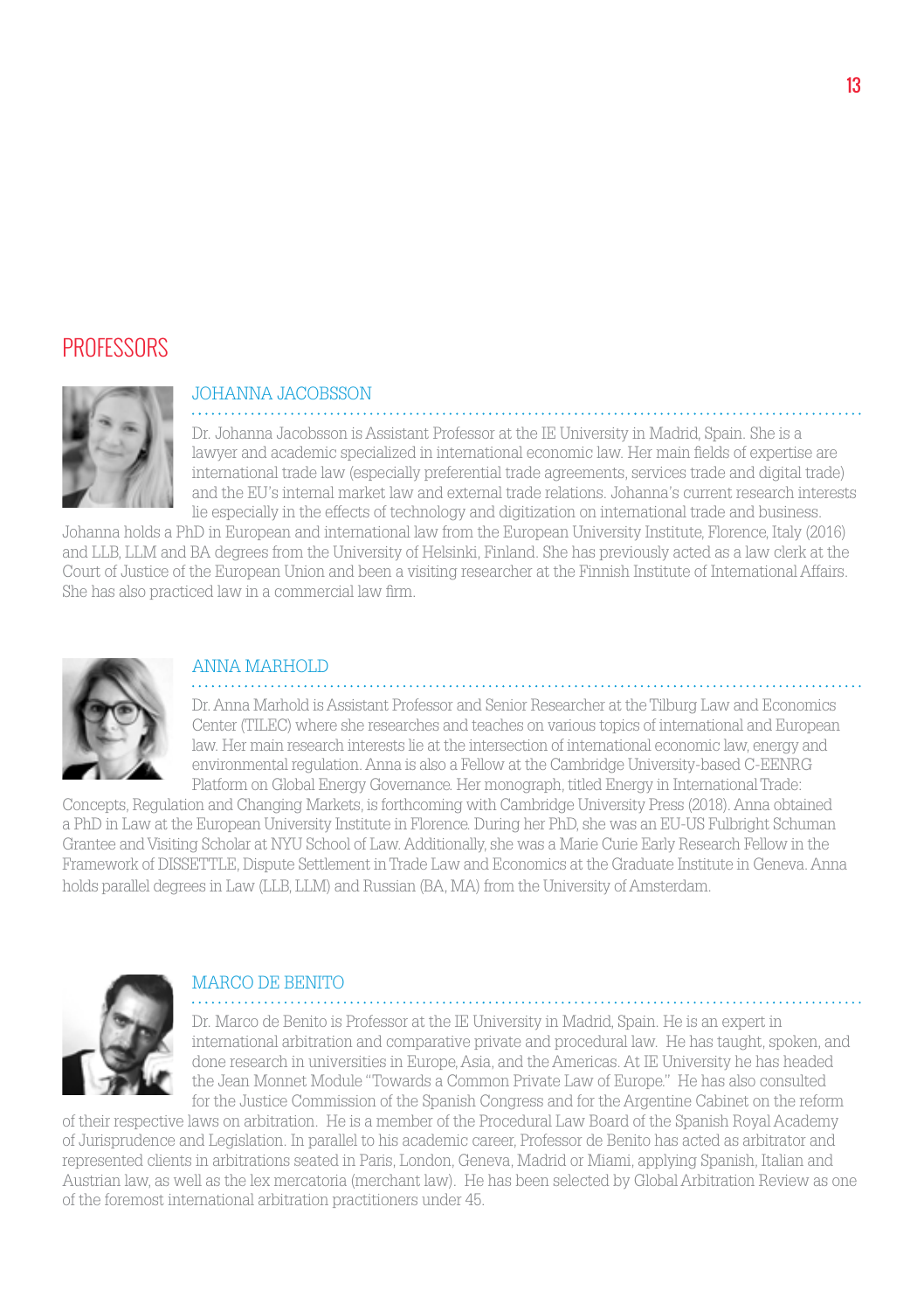# PROFESSORS

## JOHANNA JACOBSSON

Dr. Johanna Jacobsson is Assistant Professor at the IE University in Madrid, Spain. She is a lawyer and academic specialized in international economic law. Her main fields of expertise are international trade law (especially preferential trade agreements, services trade and digital trade) and the EU's internal market law and external trade relations. Johanna's current research interests lie especially in the effects of technology and digitization on international trade and business. Johanna holds a PhD in European and international law from the European University Institute, Florence, Italy (2016) and LLB, LLM and BA degrees from the University of Helsinki, Finland. She has previously acted as a law clerk at the Court of Justice of the European Union and been a visiting researcher at the Finnish Institute of International Affairs. She has also practiced law in a commercial law firm.

## ANNA MARHOLD

Dr. Anna Marhold is Assistant Professor and Senior Researcher at the Tilburg Law and Economics Center (TILEC) where she researches and teaches on various topics of international and European law. Her main research interests lie at the intersection of international economic law, energy and environmental regulation. Anna is also a Fellow at the Cambridge University-based C-EENRG Platform on Global Energy Governance. Her monograph, titled Energy in International Trade: Concepts, Regulation and Changing Markets, is forthcoming with Cambridge University Press (2018). Anna obtained a PhD in Law at the European University Institute in Florence. During her PhD, she was an EU-US Fulbright Schuman Grantee and Visiting Scholar at NYU School of Law. Additionally, she was a Marie Curie Early Research Fellow in the Framework of DISSETTLE, Dispute Settlement in Trade Law and Economics at the Graduate Institute in Geneva. Anna holds parallel degrees in Law (LLB, LLM) and Russian (BA, MA) from the University of Amsterdam.

## MARCO DE BENITO

Dr. Marco de Benito is Professor at the IE University in Madrid, Spain. He is an expert in international arbitration and comparative private and procedural law. He has taught, spoken, and done research in universities in Europe, Asia, and the Americas. At IE University he has headed the Jean Monnet Module "Towards a Common Private Law of Europe." He has also consulted for the Justice Commission of the Spanish Congress and for the Argentine Cabinet on the reform of their respective laws on arbitration. He is a member of the Procedural Law Board of the Spanish Royal Academy of Jurisprudence and Legislation. In parallel to his academic career, Professor de Benito has acted as arbitrator and represented clients in arbitrations seated in Paris, London, Geneva, Madrid or Miami, applying Spanish, Italian and Austrian law, as well as the lex mercatoria (merchant law). He has been selected by Global Arbitration Review as one of the foremost international arbitration practitioners under 45.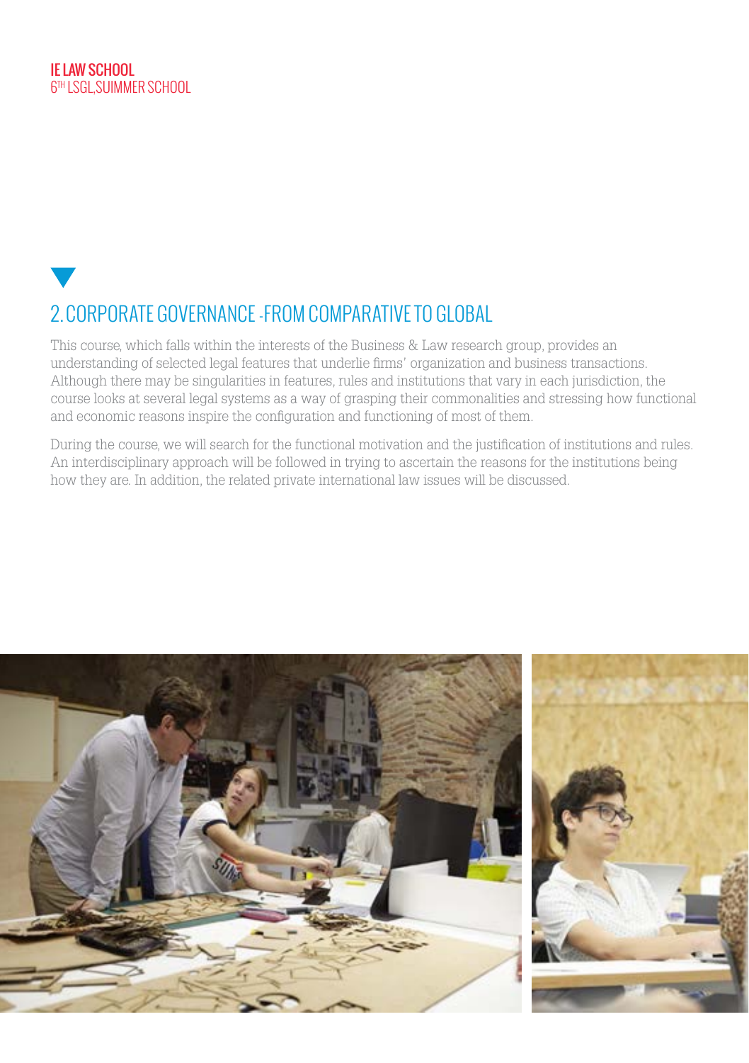## 2. CORPORATE GOVERNANCE -FROM COMPARATIVE TO GLOBAL

This course, which falls within the interests of the Business & Law research group, provides an understanding of selected legal features that underlie firms' organization and business transactions. Although there may be singularities in features, rules and institutions that vary in each jurisdiction, the course looks at several legal systems as a way of grasping their commonalities and stressing how functional and economic reasons inspire the configuration and functioning of most of them.

During the course, we will search for the functional motivation and the justification of institutions and rules. An interdisciplinary approach will be followed in trying to ascertain the reasons for the institutions being how they are. In addition, the related private international law issues will be discussed.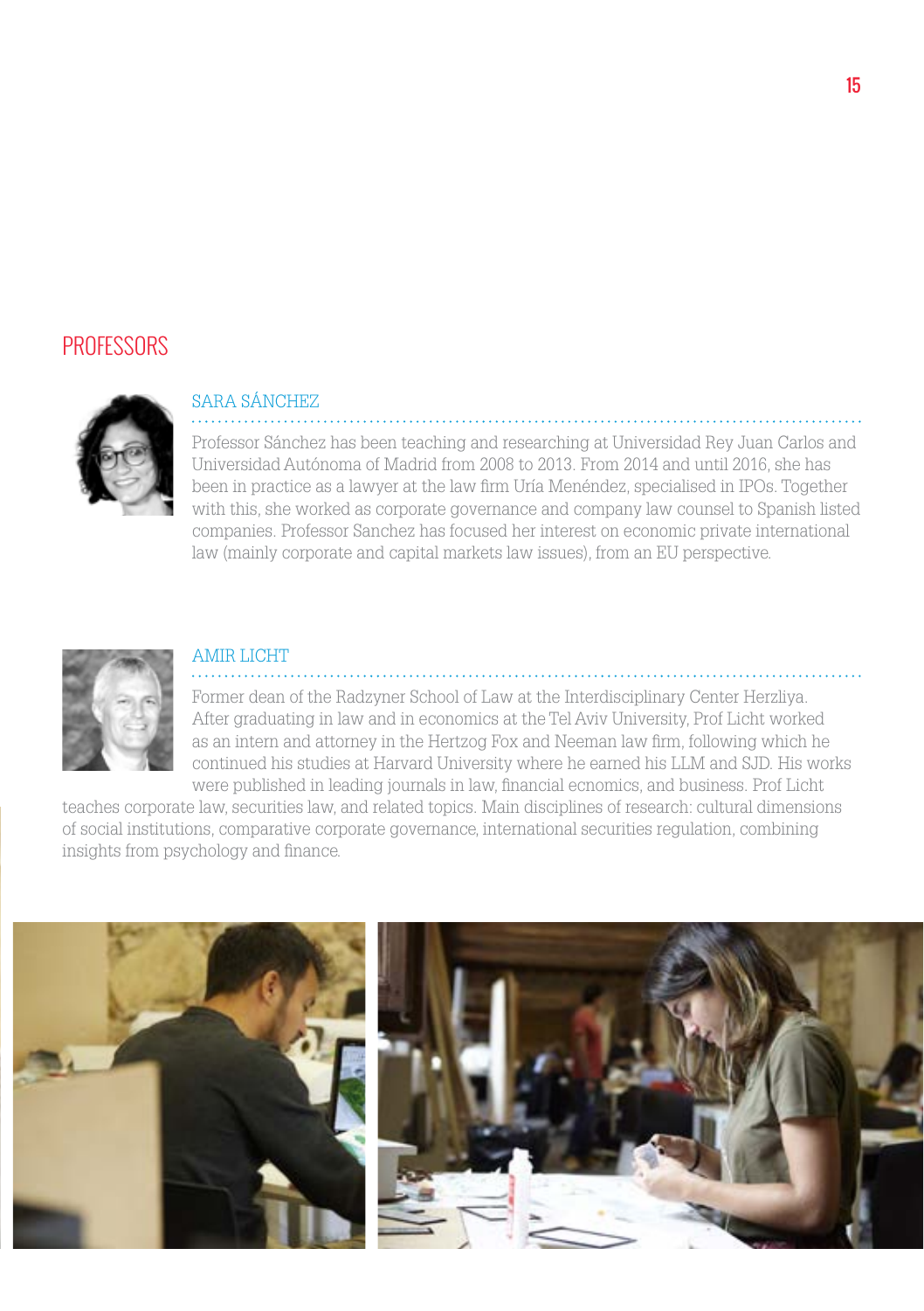## PROFESSORS

### SARA SÁNCHEZ

Professor Sánchez has been teaching and researching at Universidad Rey Juan Carlos and Universidad Autónoma of Madrid from 2008 to 2013. From 2014 and until 2016, she has been in practice as a lawyer at the law firm Uría Menéndez, specialised in IPOs. Together with this, she worked as corporate governance and company law counsel to Spanish listed companies. Professor Sanchez has focused her interest on economic private international law (mainly corporate and capital markets law issues), from an EU perspective.

### AMIR LICHT

Former dean of the Radzyner School of Law at the Interdisciplinary Center Herzliya. After graduating in law and in economics at the Tel Aviv University, Prof Licht worked as an intern and attorney in the Hertzog Fox and Neeman law firm, following which he continued his studies at Harvard University where he earned his LLM and SJD. His works were published in leading journals in law, financial ecnomics, and business. Prof Licht teaches corporate law, securities law, and related topics. Main disciplines of research: cultural dimensions of social institutions, comparative corporate governance, international securities regulation, combining insights from psychology and finance.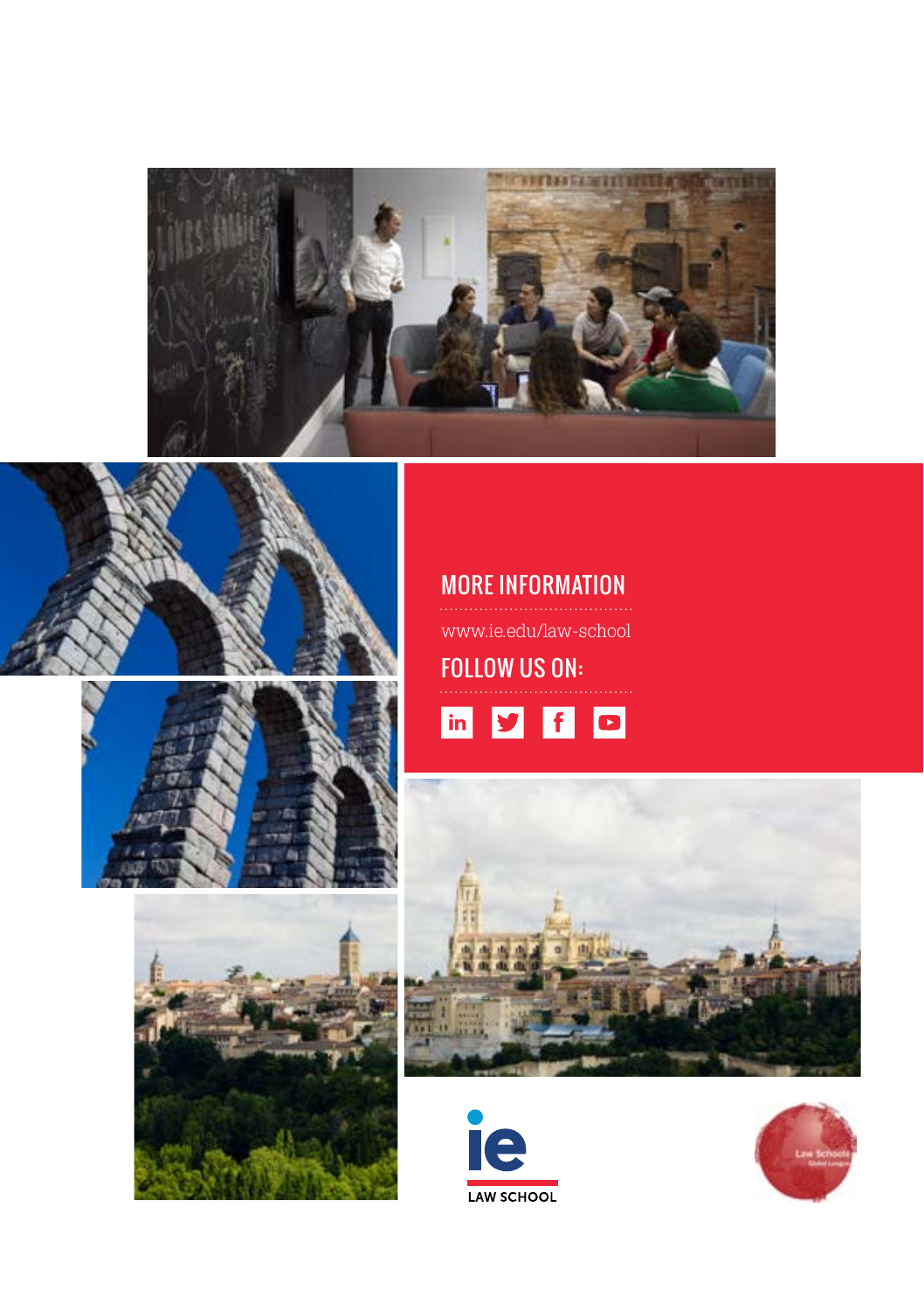## MORE INFORMATION

www.ie.edu/law-school

## FOLLOW US ON:

LAW SCHOOL